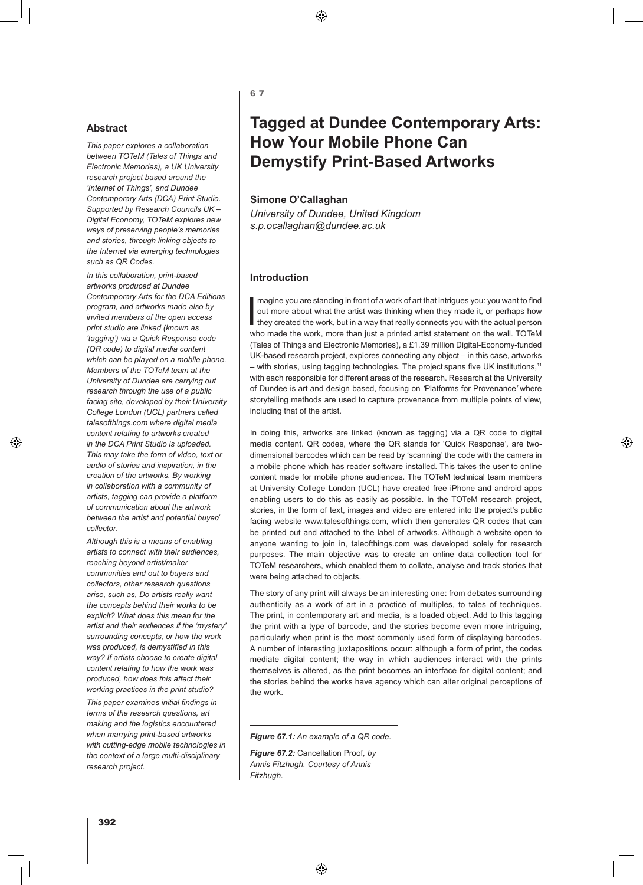# Tagged at Dundee Contemporary Arts: How Your Mobile Phone Can Demystify Print-Based Artworks

**Simone O'Callaghan**

*University of Dundee, United Kingdom*
*s.p.ocallaghan@dundee.ac.uk*

## Abstract

*This paper explores a collaboration between TOTeM (Tales of Things and Electronic Memories), a UK University research project based around the 'Internet of Things', and Dundee Contemporary Arts (DCA) Print Studio. Supported by Research Councils UK – Digital Economy, TOTeM explores new ways of preserving people's memories and stories, through linking objects to the Internet via emerging technologies such as QR Codes.*

*In this collaboration, print-based artworks produced at Dundee Contemporary Arts for the DCA Editions program, and artworks made also by invited members of the open access print studio are linked (known as 'tagging') via a Quick Response code (QR code) to digital media content which can be played on a mobile phone. Members of the TOTeM team at the University of Dundee are carrying out research through the use of a public facing site, developed by their University College London (UCL) partners called talesofthings.com where digital media content relating to artworks created in the DCA Print Studio is uploaded. This may take the form of video, text or audio of stories and inspiration, in the creation of the artworks. By working in collaboration with a community of artists, tagging can provide a platform of communication about the artwork between the artist and potential buyer/collector.*

*Although this is a means of enabling artists to connect with their audiences, reaching beyond artist/maker communities and out to buyers and collectors, other research questions arise, such as, Do artists really want the concepts behind their works to be explicit? What does this mean for the artist and their audiences if the 'mystery' surrounding concepts, or how the work was produced, is demystified in this way? If artists choose to create digital content relating to how the work was produced, how does this affect their working practices in the print studio?*

*This paper examines initial findings in terms of the research questions, art making and the logistics encountered when marrying print-based artworks with cutting-edge mobile technologies in the context of a large multi-disciplinary research project.*

## Introduction

Imagine you are standing in front of a work of art that intrigues you: you want to find out more about what the artist was thinking when they made it, or perhaps how they created the work, but in a way that really connects you with the actual person who made the work, more than just a printed artist statement on the wall. TOTeM (Tales of Things and Electronic Memories), a £1.39 million Digital-Economy-funded UK-based research project, explores connecting any object – in this case, artworks – with stories, using tagging technologies. The project spans five UK institutions,[1] with each responsible for different areas of the research. Research at the University of Dundee is art and design based, focusing on *'*Platforms for Provenance*'* where storytelling methods are used to capture provenance from multiple points of view, including that of the artist.

In doing this, artworks are linked (known as tagging) via a QR code to digital media content. QR codes, where the QR stands for 'Quick Response', are two-dimensional barcodes which can be read by 'scanning' the code with the camera in a mobile phone which has reader software installed. This takes the user to online content made for mobile phone audiences. The TOTeM technical team members at University College London (UCL) have created free iPhone and android apps enabling users to do this as easily as possible. In the TOTeM research project, stories, in the form of text, images and video are entered into the project's public facing website www.talesofthings.com*,* which then generates QR codes that can be printed out and attached to the label of artworks. Although a website open to anyone wanting to join in, taleofthings.com was developed solely for research purposes. The main objective was to create an online data collection tool for TOTeM researchers, which enabled them to collate, analyse and track stories that were being attached to objects.

The story of any print will always be an interesting one: from debates surrounding authenticity as a work of art in a practice of multiples, to tales of techniques. The print, in contemporary art and media, is a loaded object. Add to this tagging the print with a type of barcode, and the stories become even more intriguing, particularly when print is the most commonly used form of displaying barcodes. A number of interesting juxtapositions occur: although a form of print, the codes mediate digital content; the way in which audiences interact with the prints themselves is altered, as the print becomes an interface for digital content; and the stories behind the works have agency which can alter original perceptions of the work.

***Figure 67.1:*** *An example of a QR code.*

***Figure 67.2:*** Cancellation Proof*, by Annis Fitzhugh. Courtesy of Annis Fitzhugh.*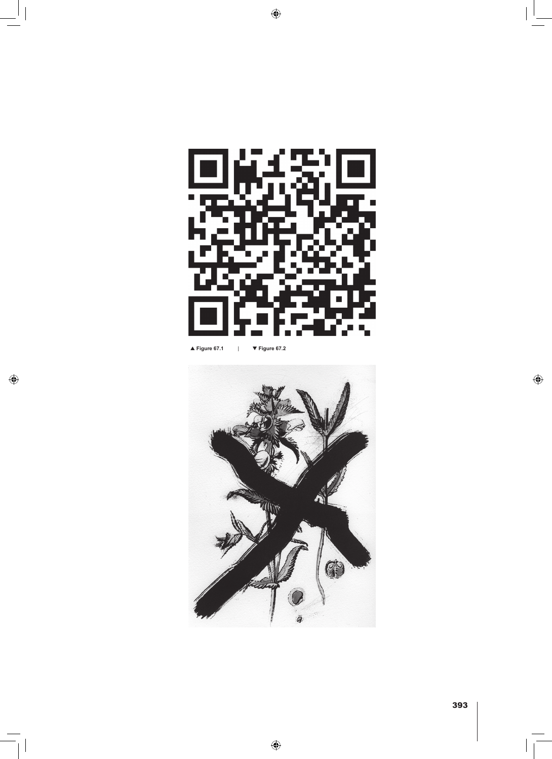▲ Figure 67.1 | ▼ Figure 67.2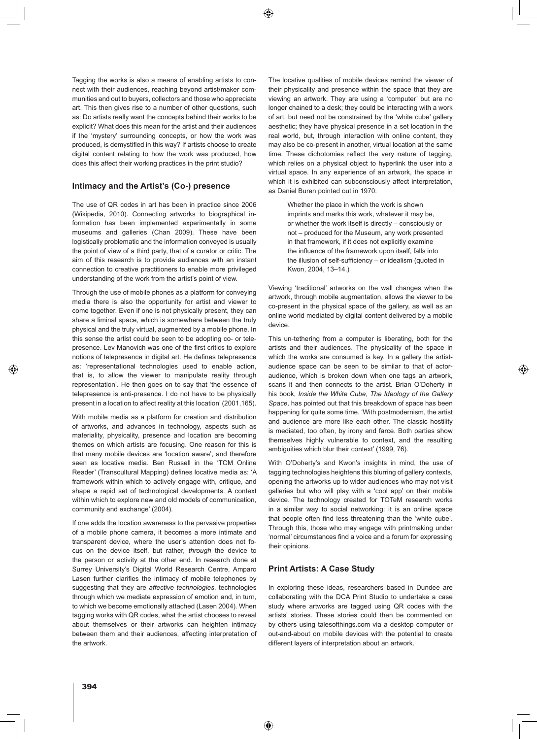Tagging the works is also a means of enabling artists to connect with their audiences, reaching beyond artist/maker communities and out to buyers, collectors and those who appreciate art. This then gives rise to a number of other questions, such as: Do artists really want the concepts behind their works to be explicit? What does this mean for the artist and their audiences if the 'mystery' surrounding concepts, or how the work was produced, is demystified in this way? If artists choose to create digital content relating to how the work was produced, how does this affect their working practices in the print studio?

## Intimacy and the Artist's (Co-) presence

The use of QR codes in art has been in practice since 2006 (Wikipedia, 2010). Connecting artworks to biographical information has been implemented experimentally in some museums and galleries (Chan 2009). These have been logistically problematic and the information conveyed is usually the point of view of a third party, that of a curator or critic. The aim of this research is to provide audiences with an instant connection to creative practitioners to enable more privileged understanding of the work from the artist's point of view.

Through the use of mobile phones as a platform for conveying media there is also the opportunity for artist and viewer to come together. Even if one is not physically present, they can share a liminal space, which is somewhere between the truly physical and the truly virtual, augmented by a mobile phone. In this sense the artist could be seen to be adopting co- or telepresence. Lev Manovich was one of the first critics to explore notions of telepresence in digital art. He defines telepresence as: 'representational technologies used to enable action, that is, to allow the viewer to manipulate reality through representation'. He then goes on to say that 'the essence of telepresence is anti-presence. I do not have to be physically present in a location to affect reality at this location' (2001,165).

With mobile media as a platform for creation and distribution of artworks, and advances in technology, aspects such as materiality, physicality, presence and location are becoming themes on which artists are focusing. One reason for this is that many mobile devices are 'location aware', and therefore seen as locative media. Ben Russell in the 'TCM Online Reader' (Transcultural Mapping) defines locative media as: 'A framework within which to actively engage with, critique, and shape a rapid set of technological developments. A context within which to explore new and old models of communication, community and exchange' (2004).

If one adds the location awareness to the pervasive properties of a mobile phone camera, it becomes a more intimate and transparent device, where the user's attention does not focus on the device itself, but rather, *through* the device to the person or activity at the other end. In research done at Surrey University's Digital World Research Centre, Amparo Lasen further clarifies the intimacy of mobile telephones by suggesting that they are *affective technologies*, technologies through which we mediate expression of emotion and, in turn, to which we become emotionally attached (Lasen 2004). When tagging works with QR codes, what the artist chooses to reveal about themselves or their artworks can heighten intimacy between them and their audiences, affecting interpretation of the artwork.

The locative qualities of mobile devices remind the viewer of their physicality and presence within the space that they are viewing an artwork. They are using a 'computer' but are no longer chained to a desk; they could be interacting with a work of art, but need not be constrained by the 'white cube' gallery aesthetic; they have physical presence in a set location in the real world, but, through interaction with online content, they may also be co-present in another, virtual location at the same time. These dichotomies reflect the very nature of tagging, which relies on a physical object to hyperlink the user into a virtual space. In any experience of an artwork, the space in which it is exhibited can subconsciously affect interpretation, as Daniel Buren pointed out in 1970:

> Whether the place in which the work is shown imprints and marks this work, whatever it may be, or whether the work itself is directly – consciously or not – produced for the Museum, any work presented in that framework, if it does not explicitly examine the influence of the framework upon itself, falls into the illusion of self-sufficiency – or idealism (quoted in Kwon, 2004, 13–14.)

Viewing 'traditional' artworks on the wall changes when the artwork, through mobile augmentation, allows the viewer to be co-present in the physical space of the gallery, as well as an online world mediated by digital content delivered by a mobile device.

This un-tethering from a computer is liberating, both for the artists and their audiences. The physicality of the space in which the works are consumed is key. In a gallery the artist-audience space can be seen to be similar to that of actor-audience, which is broken down when one tags an artwork, scans it and then connects to the artist. Brian O'Doherty in his book, *Inside the White Cube, The Ideology of the Gallery Space,* has pointed out that this breakdown of space has been happening for quite some time. 'With postmodernism, the artist and audience are more like each other. The classic hostility is mediated, too often, by irony and farce. Both parties show themselves highly vulnerable to context, and the resulting ambiguities which blur their context' (1999, 76).

With O'Doherty's and Kwon's insights in mind, the use of tagging technologies heightens this blurring of gallery contexts, opening the artworks up to wider audiences who may not visit galleries but who will play with a 'cool app' on their mobile device. The technology created for TOTeM research works in a similar way to social networking: it is an online space that people often find less threatening than the 'white cube'. Through this, those who may engage with printmaking under 'normal' circumstances find a voice and a forum for expressing their opinions.

## Print Artists: A Case Study

In exploring these ideas, researchers based in Dundee are collaborating with the DCA Print Studio to undertake a case study where artworks are tagged using QR codes with the artists' stories. These stories could then be commented on by others using talesofthings.com via a desktop computer or out-and-about on mobile devices with the potential to create different layers of interpretation about an artwork.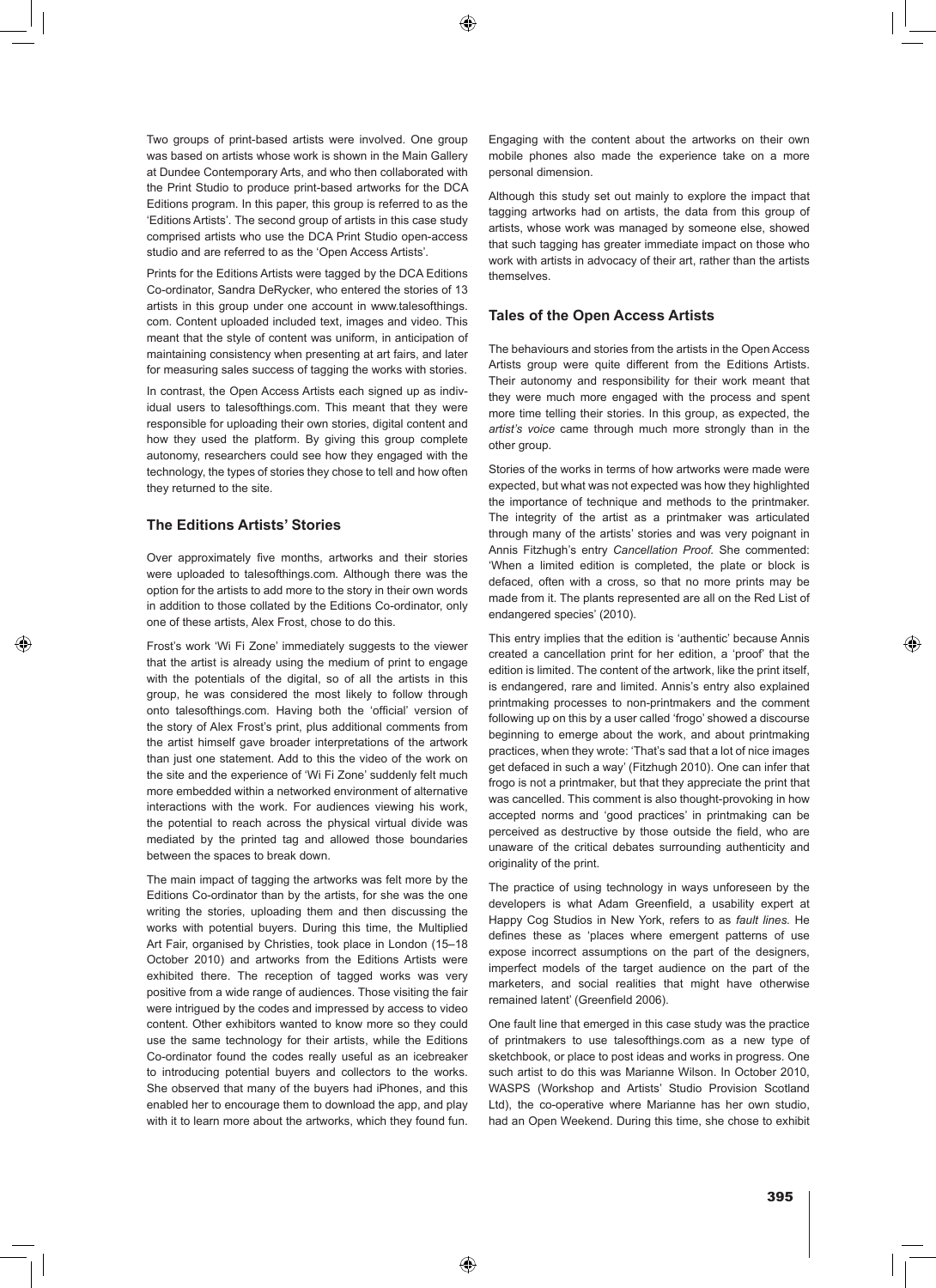Two groups of print-based artists were involved. One group was based on artists whose work is shown in the Main Gallery at Dundee Contemporary Arts, and who then collaborated with the Print Studio to produce print-based artworks for the DCA Editions program. In this paper, this group is referred to as the 'Editions Artists'. The second group of artists in this case study comprised artists who use the DCA Print Studio open-access studio and are referred to as the 'Open Access Artists'.

Prints for the Editions Artists were tagged by the DCA Editions Co-ordinator, Sandra DeRycker, who entered the stories of 13 artists in this group under one account in www.talesofthings.com. Content uploaded included text, images and video. This meant that the style of content was uniform, in anticipation of maintaining consistency when presenting at art fairs, and later for measuring sales success of tagging the works with stories.

In contrast, the Open Access Artists each signed up as individual users to talesofthings.com. This meant that they were responsible for uploading their own stories, digital content and how they used the platform. By giving this group complete autonomy, researchers could see how they engaged with the technology, the types of stories they chose to tell and how often they returned to the site.

## The Editions Artists' Stories

Over approximately five months, artworks and their stories were uploaded to talesofthings.com. Although there was the option for the artists to add more to the story in their own words in addition to those collated by the Editions Co-ordinator, only one of these artists, Alex Frost, chose to do this.

Frost's work 'Wi Fi Zone' immediately suggests to the viewer that the artist is already using the medium of print to engage with the potentials of the digital, so of all the artists in this group, he was considered the most likely to follow through onto talesofthings.com. Having both the 'official' version of the story of Alex Frost's print, plus additional comments from the artist himself gave broader interpretations of the artwork than just one statement. Add to this the video of the work on the site and the experience of 'Wi Fi Zone' suddenly felt much more embedded within a networked environment of alternative interactions with the work. For audiences viewing his work, the potential to reach across the physical virtual divide was mediated by the printed tag and allowed those boundaries between the spaces to break down.

The main impact of tagging the artworks was felt more by the Editions Co-ordinator than by the artists, for she was the one writing the stories, uploading them and then discussing the works with potential buyers. During this time, the Multiplied Art Fair, organised by Christies, took place in London (15–18 October 2010) and artworks from the Editions Artists were exhibited there. The reception of tagged works was very positive from a wide range of audiences. Those visiting the fair were intrigued by the codes and impressed by access to video content. Other exhibitors wanted to know more so they could use the same technology for their artists, while the Editions Co-ordinator found the codes really useful as an icebreaker to introducing potential buyers and collectors to the works. She observed that many of the buyers had iPhones, and this enabled her to encourage them to download the app, and play with it to learn more about the artworks, which they found fun. Engaging with the content about the artworks on their own mobile phones also made the experience take on a more personal dimension.

Although this study set out mainly to explore the impact that tagging artworks had on artists, the data from this group of artists, whose work was managed by someone else, showed that such tagging has greater immediate impact on those who work with artists in advocacy of their art, rather than the artists themselves.

## Tales of the Open Access Artists

The behaviours and stories from the artists in the Open Access Artists group were quite different from the Editions Artists. Their autonomy and responsibility for their work meant that they were much more engaged with the process and spent more time telling their stories. In this group, as expected, the *artist's voice* came through much more strongly than in the other group.

Stories of the works in terms of how artworks were made were expected, but what was not expected was how they highlighted the importance of technique and methods to the printmaker. The integrity of the artist as a printmaker was articulated through many of the artists' stories and was very poignant in Annis Fitzhugh's entry *Cancellation Proof.* She commented: 'When a limited edition is completed, the plate or block is defaced, often with a cross, so that no more prints may be made from it. The plants represented are all on the Red List of endangered species' (2010).

This entry implies that the edition is 'authentic' because Annis created a cancellation print for her edition, a 'proof' that the edition is limited. The content of the artwork, like the print itself, is endangered, rare and limited. Annis's entry also explained printmaking processes to non-printmakers and the comment following up on this by a user called 'frogo' showed a discourse beginning to emerge about the work, and about printmaking practices, when they wrote: 'That's sad that a lot of nice images get defaced in such a way' (Fitzhugh 2010). One can infer that frogo is not a printmaker, but that they appreciate the print that was cancelled. This comment is also thought-provoking in how accepted norms and 'good practices' in printmaking can be perceived as destructive by those outside the field, who are unaware of the critical debates surrounding authenticity and originality of the print.

The practice of using technology in ways unforeseen by the developers is what Adam Greenfield, a usability expert at Happy Cog Studios in New York, refers to as *fault lines.* He defines these as 'places where emergent patterns of use expose incorrect assumptions on the part of the designers, imperfect models of the target audience on the part of the marketers, and social realities that might have otherwise remained latent' (Greenfield 2006).

One fault line that emerged in this case study was the practice of printmakers to use talesofthings.com as a new type of sketchbook, or place to post ideas and works in progress. One such artist to do this was Marianne Wilson. In October 2010, WASPS (Workshop and Artists' Studio Provision Scotland Ltd), the co-operative where Marianne has her own studio, had an Open Weekend. During this time, she chose to exhibit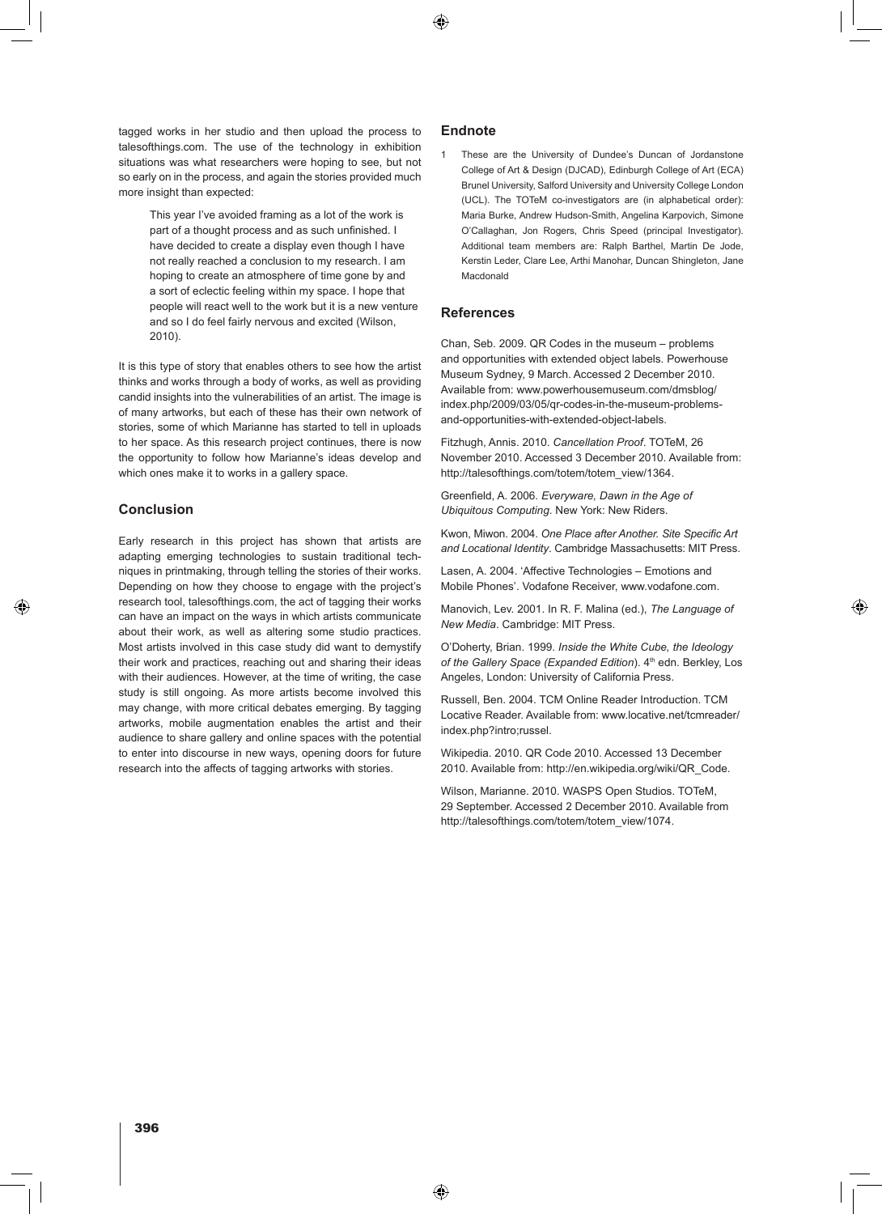tagged works in her studio and then upload the process to talesofthings.com. The use of the technology in exhibition situations was what researchers were hoping to see, but not so early on in the process, and again the stories provided much more insight than expected:

> This year I've avoided framing as a lot of the work is part of a thought process and as such unfinished. I have decided to create a display even though I have not really reached a conclusion to my research. I am hoping to create an atmosphere of time gone by and a sort of eclectic feeling within my space. I hope that people will react well to the work but it is a new venture and so I do feel fairly nervous and excited (Wilson, 2010).

It is this type of story that enables others to see how the artist thinks and works through a body of works, as well as providing candid insights into the vulnerabilities of an artist. The image is of many artworks, but each of these has their own network of stories, some of which Marianne has started to tell in uploads to her space. As this research project continues, there is now the opportunity to follow how Marianne's ideas develop and which ones make it to works in a gallery space.

## Conclusion

Early research in this project has shown that artists are adapting emerging technologies to sustain traditional techniques in printmaking, through telling the stories of their works. Depending on how they choose to engage with the project's research tool, talesofthings.com, the act of tagging their works can have an impact on the ways in which artists communicate about their work, as well as altering some studio practices. Most artists involved in this case study did want to demystify their work and practices, reaching out and sharing their ideas with their audiences. However, at the time of writing, the case study is still ongoing. As more artists become involved this may change, with more critical debates emerging. By tagging artworks, mobile augmentation enables the artist and their audience to share gallery and online spaces with the potential to enter into discourse in new ways, opening doors for future research into the affects of tagging artworks with stories.

## Endnote

1 These are the University of Dundee's Duncan of Jordanstone College of Art & Design (DJCAD), Edinburgh College of Art (ECA) Brunel University, Salford University and University College London (UCL). The TOTeM co-investigators are (in alphabetical order): Maria Burke, Andrew Hudson-Smith, Angelina Karpovich, Simone O'Callaghan, Jon Rogers, Chris Speed (principal Investigator). Additional team members are: Ralph Barthel, Martin De Jode, Kerstin Leder, Clare Lee, Arthi Manohar, Duncan Shingleton, Jane Macdonald

## References

Chan, Seb. 2009. QR Codes in the museum – problems and opportunities with extended object labels. Powerhouse Museum Sydney, 9 March. Accessed 2 December 2010. Available from: www.powerhousemuseum.com/dmsblog/index.php/2009/03/05/qr-codes-in-the-museum-problems-and-opportunities-with-extended-object-labels.

Fitzhugh, Annis. 2010. *Cancellation Proof*. TOTeM, 26 November 2010. Accessed 3 December 2010. Available from: http://talesofthings.com/totem/totem_view/1364.

Greenfield, A. 2006. *Everyware, Dawn in the Age of Ubiquitous Computing*. New York: New Riders.

Kwon, Miwon. 2004. *One Place after Another. Site Specific Art and Locational Identity*. Cambridge Massachusetts: MIT Press.

Lasen, A. 2004. 'Affective Technologies – Emotions and Mobile Phones'. Vodafone Receiver, www.vodafone.com.

Manovich, Lev. 2001. In R. F. Malina (ed.), *The Language of New Media*. Cambridge: MIT Press.

O'Doherty, Brian. 1999. *Inside the White Cube, the Ideology of the Gallery Space (Expanded Edition)*. 4th edn. Berkley, Los Angeles, London: University of California Press.

Russell, Ben. 2004. TCM Online Reader Introduction. TCM Locative Reader. Available from: www.locative.net/tcmreader/index.php?intro;russel.

Wikipedia. 2010. QR Code 2010. Accessed 13 December 2010. Available from: http://en.wikipedia.org/wiki/QR_Code.

Wilson, Marianne. 2010. WASPS Open Studios. TOTeM, 29 September. Accessed 2 December 2010. Available from http://talesofthings.com/totem/totem_view/1074.